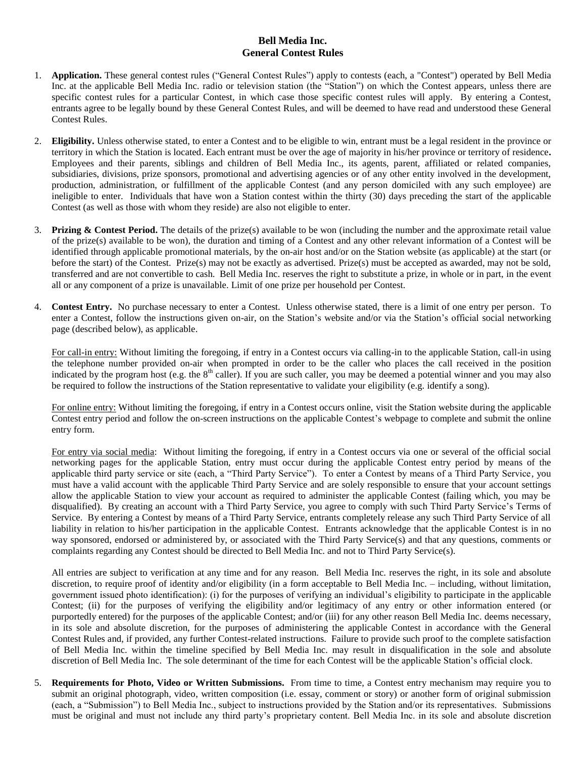# Bell Media Inc.
# General Contest Rules

1. **Application.** These general contest rules ("General Contest Rules") apply to contests (each, a "Contest") operated by Bell Media Inc. at the applicable Bell Media Inc. radio or television station (the "Station") on which the Contest appears, unless there are specific contest rules for a particular Contest, in which case those specific contest rules will apply. By entering a Contest, entrants agree to be legally bound by these General Contest Rules, and will be deemed to have read and understood these General Contest Rules.

2. **Eligibility.** Unless otherwise stated, to enter a Contest and to be eligible to win, entrant must be a legal resident in the province or territory in which the Station is located. Each entrant must be over the age of majority in his/her province or territory of residence**.** Employees and their parents, siblings and children of Bell Media Inc., its agents, parent, affiliated or related companies, subsidiaries, divisions, prize sponsors, promotional and advertising agencies or of any other entity involved in the development, production, administration, or fulfillment of the applicable Contest (and any person domiciled with any such employee) are ineligible to enter. Individuals that have won a Station contest within the thirty (30) days preceding the start of the applicable Contest (as well as those with whom they reside) are also not eligible to enter.

3. **Prizing & Contest Period.** The details of the prize(s) available to be won (including the number and the approximate retail value of the prize(s) available to be won), the duration and timing of a Contest and any other relevant information of a Contest will be identified through applicable promotional materials, by the on-air host and/or on the Station website (as applicable) at the start (or before the start) of the Contest. Prize(s) may not be exactly as advertised. Prize(s) must be accepted as awarded, may not be sold, transferred and are not convertible to cash. Bell Media Inc. reserves the right to substitute a prize, in whole or in part, in the event all or any component of a prize is unavailable. Limit of one prize per household per Contest.

4. **Contest Entry.** No purchase necessary to enter a Contest. Unless otherwise stated, there is a limit of one entry per person. To enter a Contest, follow the instructions given on-air, on the Station's website and/or via the Station's official social networking page (described below), as applicable.

   For call-in entry: Without limiting the foregoing, if entry in a Contest occurs via calling-in to the applicable Station, call-in using the telephone number provided on-air when prompted in order to be the caller who places the call received in the position indicated by the program host (e.g. the 8th caller). If you are such caller, you may be deemed a potential winner and you may also be required to follow the instructions of the Station representative to validate your eligibility (e.g. identify a song).

   For online entry: Without limiting the foregoing, if entry in a Contest occurs online, visit the Station website during the applicable Contest entry period and follow the on-screen instructions on the applicable Contest's webpage to complete and submit the online entry form.

   For entry via social media: Without limiting the foregoing, if entry in a Contest occurs via one or several of the official social networking pages for the applicable Station, entry must occur during the applicable Contest entry period by means of the applicable third party service or site (each, a "Third Party Service"). To enter a Contest by means of a Third Party Service, you must have a valid account with the applicable Third Party Service and are solely responsible to ensure that your account settings allow the applicable Station to view your account as required to administer the applicable Contest (failing which, you may be disqualified). By creating an account with a Third Party Service, you agree to comply with such Third Party Service's Terms of Service. By entering a Contest by means of a Third Party Service, entrants completely release any such Third Party Service of all liability in relation to his/her participation in the applicable Contest. Entrants acknowledge that the applicable Contest is in no way sponsored, endorsed or administered by, or associated with the Third Party Service(s) and that any questions, comments or complaints regarding any Contest should be directed to Bell Media Inc. and not to Third Party Service(s).

   All entries are subject to verification at any time and for any reason. Bell Media Inc. reserves the right, in its sole and absolute discretion, to require proof of identity and/or eligibility (in a form acceptable to Bell Media Inc. – including, without limitation, government issued photo identification): (i) for the purposes of verifying an individual's eligibility to participate in the applicable Contest; (ii) for the purposes of verifying the eligibility and/or legitimacy of any entry or other information entered (or purportedly entered) for the purposes of the applicable Contest; and/or (iii) for any other reason Bell Media Inc. deems necessary, in its sole and absolute discretion, for the purposes of administering the applicable Contest in accordance with the General Contest Rules and, if provided, any further Contest-related instructions. Failure to provide such proof to the complete satisfaction of Bell Media Inc. within the timeline specified by Bell Media Inc. may result in disqualification in the sole and absolute discretion of Bell Media Inc. The sole determinant of the time for each Contest will be the applicable Station's official clock.

5. **Requirements for Photo, Video or Written Submissions.** From time to time, a Contest entry mechanism may require you to submit an original photograph, video, written composition (i.e. essay, comment or story) or another form of original submission (each, a "Submission") to Bell Media Inc., subject to instructions provided by the Station and/or its representatives. Submissions must be original and must not include any third party's proprietary content. Bell Media Inc. in its sole and absolute discretion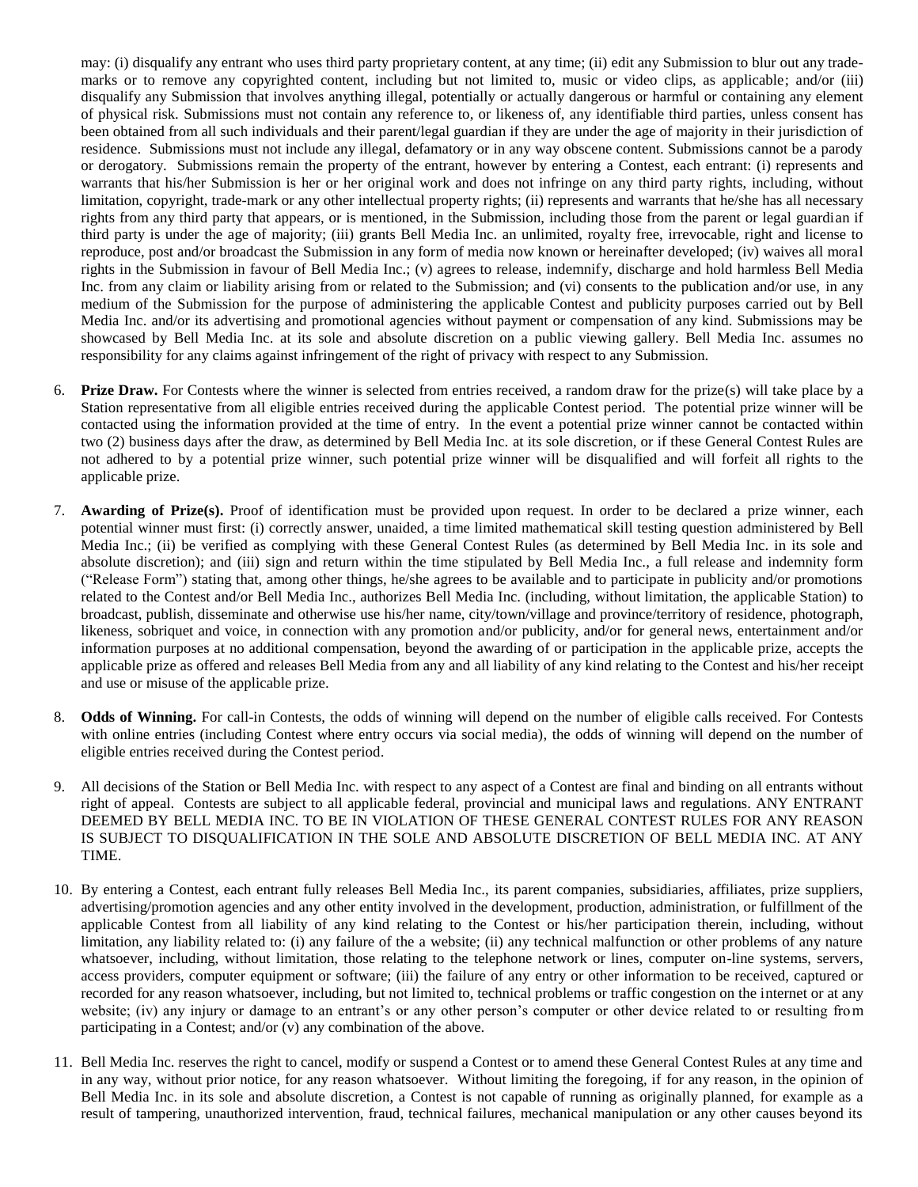may: (i) disqualify any entrant who uses third party proprietary content, at any time; (ii) edit any Submission to blur out any trade-marks or to remove any copyrighted content, including but not limited to, music or video clips, as applicable; and/or (iii) disqualify any Submission that involves anything illegal, potentially or actually dangerous or harmful or containing any element of physical risk. Submissions must not contain any reference to, or likeness of, any identifiable third parties, unless consent has been obtained from all such individuals and their parent/legal guardian if they are under the age of majority in their jurisdiction of residence. Submissions must not include any illegal, defamatory or in any way obscene content. Submissions cannot be a parody or derogatory. Submissions remain the property of the entrant, however by entering a Contest, each entrant: (i) represents and warrants that his/her Submission is her or her original work and does not infringe on any third party rights, including, without limitation, copyright, trade-mark or any other intellectual property rights; (ii) represents and warrants that he/she has all necessary rights from any third party that appears, or is mentioned, in the Submission, including those from the parent or legal guardian if third party is under the age of majority; (iii) grants Bell Media Inc. an unlimited, royalty free, irrevocable, right and license to reproduce, post and/or broadcast the Submission in any form of media now known or hereinafter developed; (iv) waives all moral rights in the Submission in favour of Bell Media Inc.; (v) agrees to release, indemnify, discharge and hold harmless Bell Media Inc. from any claim or liability arising from or related to the Submission; and (vi) consents to the publication and/or use, in any medium of the Submission for the purpose of administering the applicable Contest and publicity purposes carried out by Bell Media Inc. and/or its advertising and promotional agencies without payment or compensation of any kind. Submissions may be showcased by Bell Media Inc. at its sole and absolute discretion on a public viewing gallery. Bell Media Inc. assumes no responsibility for any claims against infringement of the right of privacy with respect to any Submission.

6. **Prize Draw.** For Contests where the winner is selected from entries received, a random draw for the prize(s) will take place by a Station representative from all eligible entries received during the applicable Contest period. The potential prize winner will be contacted using the information provided at the time of entry. In the event a potential prize winner cannot be contacted within two (2) business days after the draw, as determined by Bell Media Inc. at its sole discretion, or if these General Contest Rules are not adhered to by a potential prize winner, such potential prize winner will be disqualified and will forfeit all rights to the applicable prize.

7. **Awarding of Prize(s).** Proof of identification must be provided upon request. In order to be declared a prize winner, each potential winner must first: (i) correctly answer, unaided, a time limited mathematical skill testing question administered by Bell Media Inc.; (ii) be verified as complying with these General Contest Rules (as determined by Bell Media Inc. in its sole and absolute discretion); and (iii) sign and return within the time stipulated by Bell Media Inc., a full release and indemnity form ("Release Form") stating that, among other things, he/she agrees to be available and to participate in publicity and/or promotions related to the Contest and/or Bell Media Inc., authorizes Bell Media Inc. (including, without limitation, the applicable Station) to broadcast, publish, disseminate and otherwise use his/her name, city/town/village and province/territory of residence, photograph, likeness, sobriquet and voice, in connection with any promotion and/or publicity, and/or for general news, entertainment and/or information purposes at no additional compensation, beyond the awarding of or participation in the applicable prize, accepts the applicable prize as offered and releases Bell Media from any and all liability of any kind relating to the Contest and his/her receipt and use or misuse of the applicable prize.

8. **Odds of Winning.** For call-in Contests, the odds of winning will depend on the number of eligible calls received. For Contests with online entries (including Contest where entry occurs via social media), the odds of winning will depend on the number of eligible entries received during the Contest period.

9. All decisions of the Station or Bell Media Inc. with respect to any aspect of a Contest are final and binding on all entrants without right of appeal. Contests are subject to all applicable federal, provincial and municipal laws and regulations. ANY ENTRANT DEEMED BY BELL MEDIA INC. TO BE IN VIOLATION OF THESE GENERAL CONTEST RULES FOR ANY REASON IS SUBJECT TO DISQUALIFICATION IN THE SOLE AND ABSOLUTE DISCRETION OF BELL MEDIA INC. AT ANY TIME.

10. By entering a Contest, each entrant fully releases Bell Media Inc., its parent companies, subsidiaries, affiliates, prize suppliers, advertising/promotion agencies and any other entity involved in the development, production, administration, or fulfillment of the applicable Contest from all liability of any kind relating to the Contest or his/her participation therein, including, without limitation, any liability related to: (i) any failure of the a website; (ii) any technical malfunction or other problems of any nature whatsoever, including, without limitation, those relating to the telephone network or lines, computer on-line systems, servers, access providers, computer equipment or software; (iii) the failure of any entry or other information to be received, captured or recorded for any reason whatsoever, including, but not limited to, technical problems or traffic congestion on the internet or at any website; (iv) any injury or damage to an entrant's or any other person's computer or other device related to or resulting from participating in a Contest; and/or (v) any combination of the above.

11. Bell Media Inc. reserves the right to cancel, modify or suspend a Contest or to amend these General Contest Rules at any time and in any way, without prior notice, for any reason whatsoever. Without limiting the foregoing, if for any reason, in the opinion of Bell Media Inc. in its sole and absolute discretion, a Contest is not capable of running as originally planned, for example as a result of tampering, unauthorized intervention, fraud, technical failures, mechanical manipulation or any other causes beyond its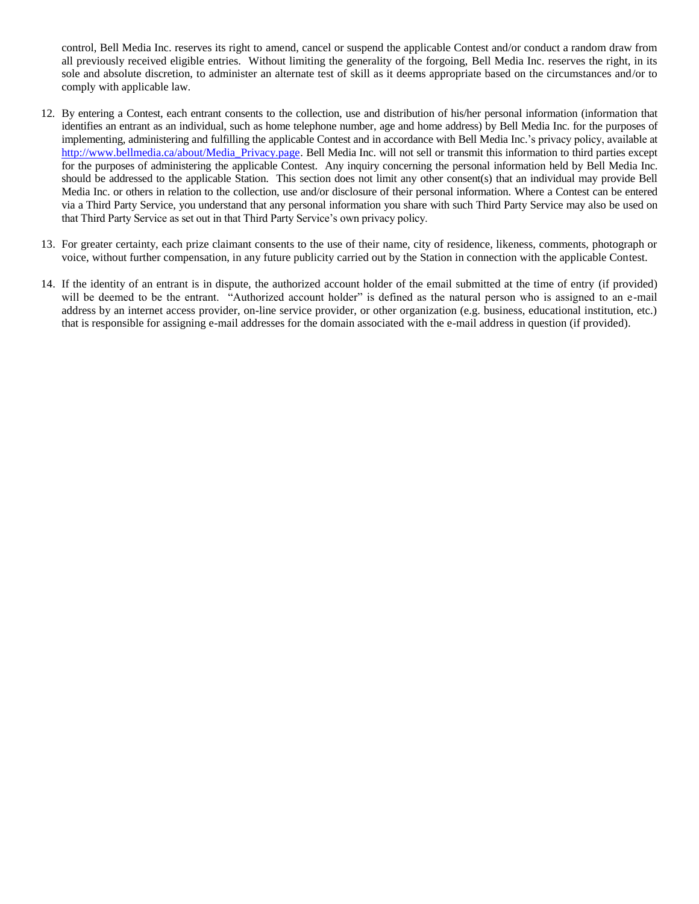control, Bell Media Inc. reserves its right to amend, cancel or suspend the applicable Contest and/or conduct a random draw from all previously received eligible entries. Without limiting the generality of the forgoing, Bell Media Inc. reserves the right, in its sole and absolute discretion, to administer an alternate test of skill as it deems appropriate based on the circumstances and/or to comply with applicable law.

12. By entering a Contest, each entrant consents to the collection, use and distribution of his/her personal information (information that identifies an entrant as an individual, such as home telephone number, age and home address) by Bell Media Inc. for the purposes of implementing, administering and fulfilling the applicable Contest and in accordance with Bell Media Inc.'s privacy policy, available at [http://www.bellmedia.ca/about/Media_Privacy.page](http://www.bellmedia.ca/about/Media_Privacy.page). Bell Media Inc. will not sell or transmit this information to third parties except for the purposes of administering the applicable Contest. Any inquiry concerning the personal information held by Bell Media Inc. should be addressed to the applicable Station. This section does not limit any other consent(s) that an individual may provide Bell Media Inc. or others in relation to the collection, use and/or disclosure of their personal information. Where a Contest can be entered via a Third Party Service, you understand that any personal information you share with such Third Party Service may also be used on that Third Party Service as set out in that Third Party Service's own privacy policy.

13. For greater certainty, each prize claimant consents to the use of their name, city of residence, likeness, comments, photograph or voice, without further compensation, in any future publicity carried out by the Station in connection with the applicable Contest.

14. If the identity of an entrant is in dispute, the authorized account holder of the email submitted at the time of entry (if provided) will be deemed to be the entrant. "Authorized account holder" is defined as the natural person who is assigned to an e-mail address by an internet access provider, on-line service provider, or other organization (e.g. business, educational institution, etc.) that is responsible for assigning e-mail addresses for the domain associated with the e-mail address in question (if provided).